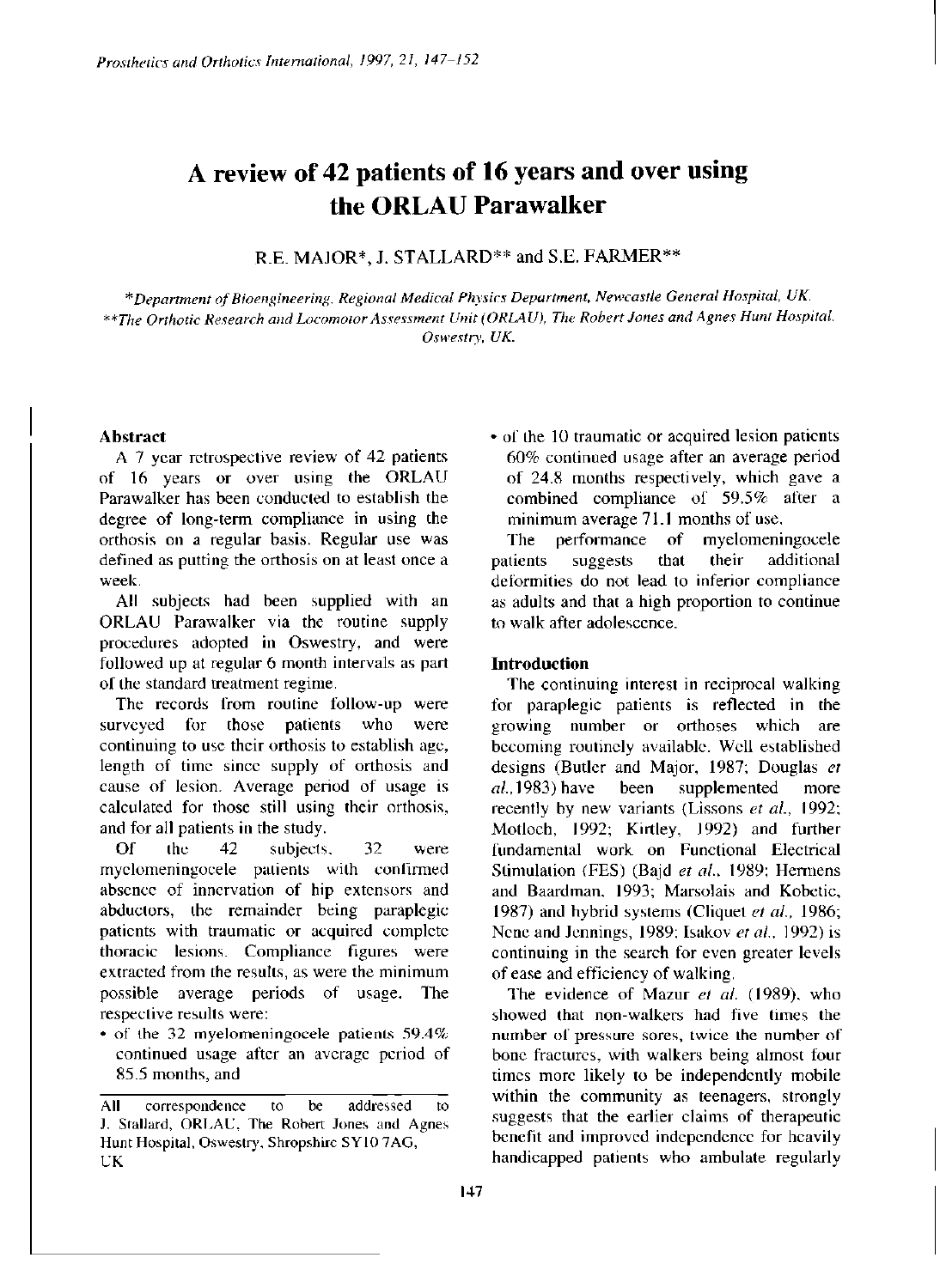# A review of 42 patients of 16 years and over using the ORLAU Parawalker

R.E. MAJOR*, J. STALLARD** and S.E. FARMER**

*Department of Bioengineering, Regional Medical Physics Department, Newcastle General Hospital, UK.
**The Orthotic Research and Locomotor Assessment Unit (ORLAU), The Robert Jones and Agnes Hunt Hospital, Oswestry, UK.

## Abstract

A 7 year retrospective review of 42 patients of 16 years or over using the ORLAU Parawalker has been conducted to establish the degree of long-term compliance in using the orthosis on a regular basis. Regular use was defined as putting the orthosis on at least once a week.

All subjects had been supplied with an ORLAU Parawalker via the routine supply procedures adopted in Oswestry, and were followed up at regular 6 month intervals as part of the standard treatment regime.

The records from routine follow-up were surveyed for those patients who were continuing to use their orthosis to establish age, length of time since supply of orthosis and cause of lesion. Average period of usage is calculated for those still using their orthosis, and for all patients in the study.

Of the 42 subjects, 32 were myelomeningocele patients with confirmed absence of innervation of hip extensors and abductors, the remainder being paraplegic patients with traumatic or acquired complete thoracic lesions. Compliance figures were extracted from the results, as were the minimum possible average periods of usage. The respective results were:

- of the 32 myelomeningocele patients 59.4% continued usage after an average period of 85.5 months, and
- of the 10 traumatic or acquired lesion patients 60% continued usage after an average period of 24.8 months respectively, which gave a combined compliance of 59.5% after a minimum average 71.1 months of use.

The performance of myelomeningocele patients suggests that their additional deformities do not lead to inferior compliance as adults and that a high proportion to continue to walk after adolescence.

## Introduction

The continuing interest in reciprocal walking for paraplegic patients is reflected in the growing number or orthoses which are becoming routinely available. Well established designs (Butler and Major, 1987; Douglas *et al.*, 1983) have been supplemented more recently by new variants (Lissons *et al.*, 1992; Motloch, 1992; Kirtley, 1992) and further fundamental work on Functional Electrical Stimulation (FES) (Bajd *et al.*, 1989; Hermens and Baardman, 1993; Marsolais and Kobetic, 1987) and hybrid systems (Cliquet *et al.*, 1986; Nene and Jennings, 1989; Isakov *et al.*, 1992) is continuing in the search for even greater levels of ease and efficiency of walking.

The evidence of Mazur *et al.* (1989), who showed that non-walkers had five times the number of pressure sores, twice the number of bone fractures, with walkers being almost four times more likely to be independently mobile within the community as teenagers, strongly suggests that the earlier claims of therapeutic benefit and improved independence for heavily handicapped patients who ambulate regularly

All correspondence to be addressed to J. Stallard, ORLAU, The Robert Jones and Agnes Hunt Hospital, Oswestry, Shropshire SY10 7AG, UK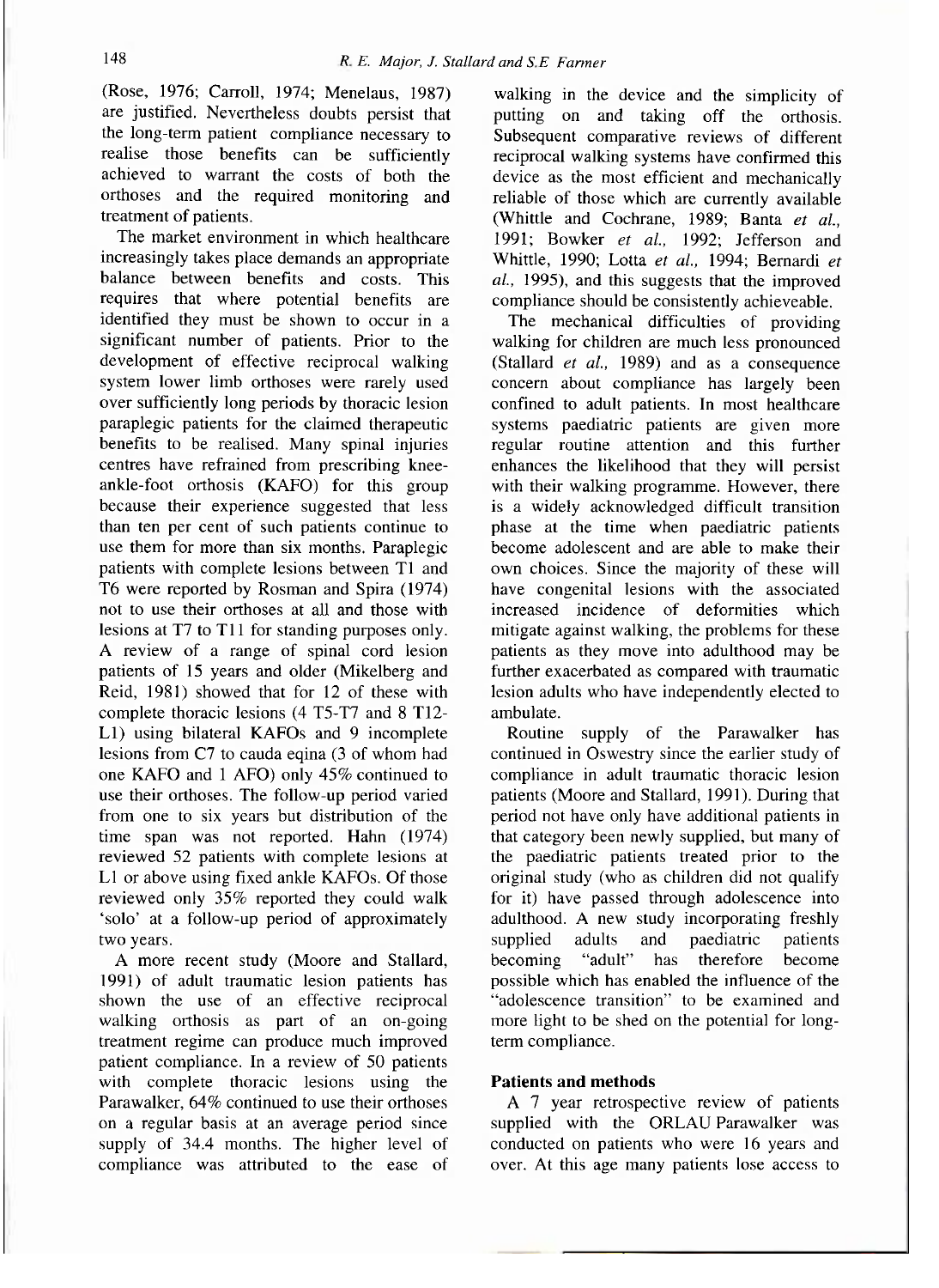(Rose, 1976; Carroll, 1974; Menelaus, 1987) are justified. Nevertheless doubts persist that the long-term patient compliance necessary to realise those benefits can be sufficiently achieved to warrant the costs of both the orthoses and the required monitoring and treatment of patients.

The market environment in which healthcare increasingly takes place demands an appropriate balance between benefits and costs. This requires that where potential benefits are identified they must be shown to occur in a significant number of patients. Prior to the development of effective reciprocal walking system lower limb orthoses were rarely used over sufficiently long periods by thoracic lesion paraplegic patients for the claimed therapeutic benefits to be realised. Many spinal injuries centres have refrained from prescribing knee-ankle-foot orthosis (KAFO) for this group because their experience suggested that less than ten per cent of such patients continue to use them for more than six months. Paraplegic patients with complete lesions between T1 and T6 were reported by Rosman and Spira (1974) not to use their orthoses at all and those with lesions at T7 to T11 for standing purposes only. A review of a range of spinal cord lesion patients of 15 years and older (Mikelberg and Reid, 1981) showed that for 12 of these with complete thoracic lesions (4 T5-T7 and 8 T12-L1) using bilateral KAFOs and 9 incomplete lesions from C7 to cauda eqina (3 of whom had one KAFO and 1 AFO) only 45% continued to use their orthoses. The follow-up period varied from one to six years but distribution of the time span was not reported. Hahn (1974) reviewed 52 patients with complete lesions at L1 or above using fixed ankle KAFOs. Of those reviewed only 35% reported they could walk 'solo' at a follow-up period of approximately two years.

A more recent study (Moore and Stallard, 1991) of adult traumatic lesion patients has shown the use of an effective reciprocal walking orthosis as part of an on-going treatment regime can produce much improved patient compliance. In a review of 50 patients with complete thoracic lesions using the Parawalker, 64% continued to use their orthoses on a regular basis at an average period since supply of 34.4 months. The higher level of compliance was attributed to the ease of walking in the device and the simplicity of putting on and taking off the orthosis. Subsequent comparative reviews of different reciprocal walking systems have confirmed this device as the most efficient and mechanically reliable of those which are currently available (Whittle and Cochrane, 1989; Banta *et al.*, 1991; Bowker *et al.*, 1992; Jefferson and Whittle, 1990; Lotta *et al.*, 1994; Bernardi *et al.*, 1995), and this suggests that the improved compliance should be consistently achieveable.

The mechanical difficulties of providing walking for children are much less pronounced (Stallard *et al.*, 1989) and as a consequence concern about compliance has largely been confined to adult patients. In most healthcare systems paediatric patients are given more regular routine attention and this further enhances the likelihood that they will persist with their walking programme. However, there is a widely acknowledged difficult transition phase at the time when paediatric patients become adolescent and are able to make their own choices. Since the majority of these will have congenital lesions with the associated increased incidence of deformities which mitigate against walking, the problems for these patients as they move into adulthood may be further exacerbated as compared with traumatic lesion adults who have independently elected to ambulate.

Routine supply of the Parawalker has continued in Oswestry since the earlier study of compliance in adult traumatic thoracic lesion patients (Moore and Stallard, 1991). During that period not have only have additional patients in that category been newly supplied, but many of the paediatric patients treated prior to the original study (who as children did not qualify for it) have passed through adolescence into adulthood. A new study incorporating freshly supplied adults and paediatric patients becoming "adult" has therefore become possible which has enabled the influence of the "adolescence transition" to be examined and more light to be shed on the potential for long-term compliance.

## Patients and methods

A 7 year retrospective review of patients supplied with the ORLAU Parawalker was conducted on patients who were 16 years and over. At this age many patients lose access to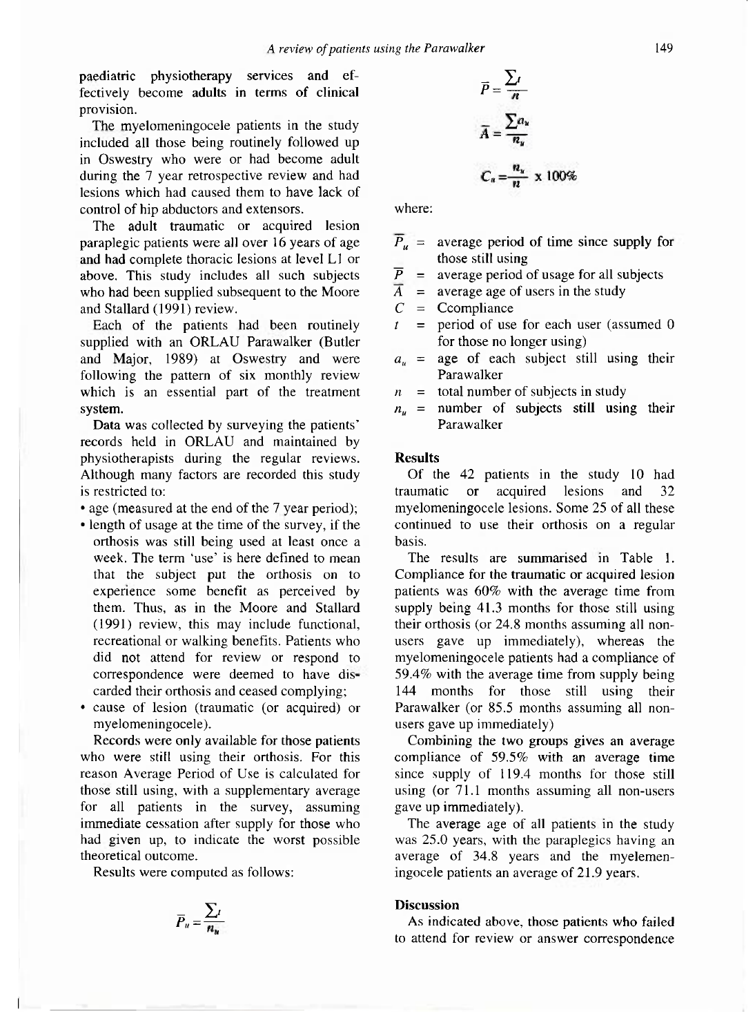paediatric physiotherapy services and effectively become adults in terms of clinical provision.

The myelomeningocele patients in the study included all those being routinely followed up in Oswestry who were or had become adult during the 7 year retrospective review and had lesions which had caused them to have lack of control of hip abductors and extensors.

The adult traumatic or acquired lesion paraplegic patients were all over 16 years of age and had complete thoracic lesions at level L1 or above. This study includes all such subjects who had been supplied subsequent to the Moore and Stallard (1991) review.

Each of the patients had been routinely supplied with an ORLAU Parawalker (Butler and Major, 1989) at Oswestry and were following the pattern of six monthly review which is an essential part of the treatment system.

Data was collected by surveying the patients' records held in ORLAU and maintained by physiotherapists during the regular reviews. Although many factors are recorded this study is restricted to:

- age (measured at the end of the 7 year period);
- length of usage at the time of the survey, if the orthosis was still being used at least once a week. The term 'use' is here defined to mean that the subject put the orthosis on to experience some benefit as perceived by them. Thus, as in the Moore and Stallard (1991) review, this may include functional, recreational or walking benefits. Patients who did not attend for review or respond to correspondence were deemed to have discarded their orthosis and ceased complying;
- cause of lesion (traumatic (or acquired) or myelomeningocele).

Records were only available for those patients who were still using their orthosis. For this reason Average Period of Use is calculated for those still using, with a supplementary average for all patients in the survey, assuming immediate cessation after supply for those who had given up, to indicate the worst possible theoretical outcome.

Results were computed as follows:

$$\bar{P}_u = \frac{\sum t}{n_u}$$

$$\bar{P} = \frac{\sum t}{n}$$

$$\bar{A} = \frac{\sum a_u}{n_u}$$

$$C_u = \frac{n_u}{n} \times 100\%$$

where:

- $\bar{P}_u$ = average period of time since supply for those still using
- $\bar{P}$ = average period of usage for all subjects
- $\bar{A}$ = average age of users in the study
- $C$ = Ccompliance
- $t$ = period of use for each user (assumed 0 for those no longer using)
- $a_u$ = age of each subject still using their Parawalker
- $n$ = total number of subjects in study
- $n_u$ = number of subjects still using their Parawalker

### Results

Of the 42 patients in the study 10 had traumatic or acquired lesions and 32 myelomeningocele lesions. Some 25 of all these continued to use their orthosis on a regular basis.

The results are summarised in Table 1. Compliance for the traumatic or acquired lesion patients was 60% with the average time from supply being 41.3 months for those still using their orthosis (or 24.8 months assuming all non-users gave up immediately), whereas the myelomeningocele patients had a compliance of 59.4% with the average time from supply being 144 months for those still using their Parawalker (or 85.5 months assuming all non-users gave up immediately)

Combining the two groups gives an average compliance of 59.5% with an average time since supply of 119.4 months for those still using (or 71.1 months assuming all non-users gave up immediately).

The average age of all patients in the study was 25.0 years, with the paraplegics having an average of 34.8 years and the myelomeningocele patients an average of 21.9 years.

### Discussion

As indicated above, those patients who failed to attend for review or answer correspondence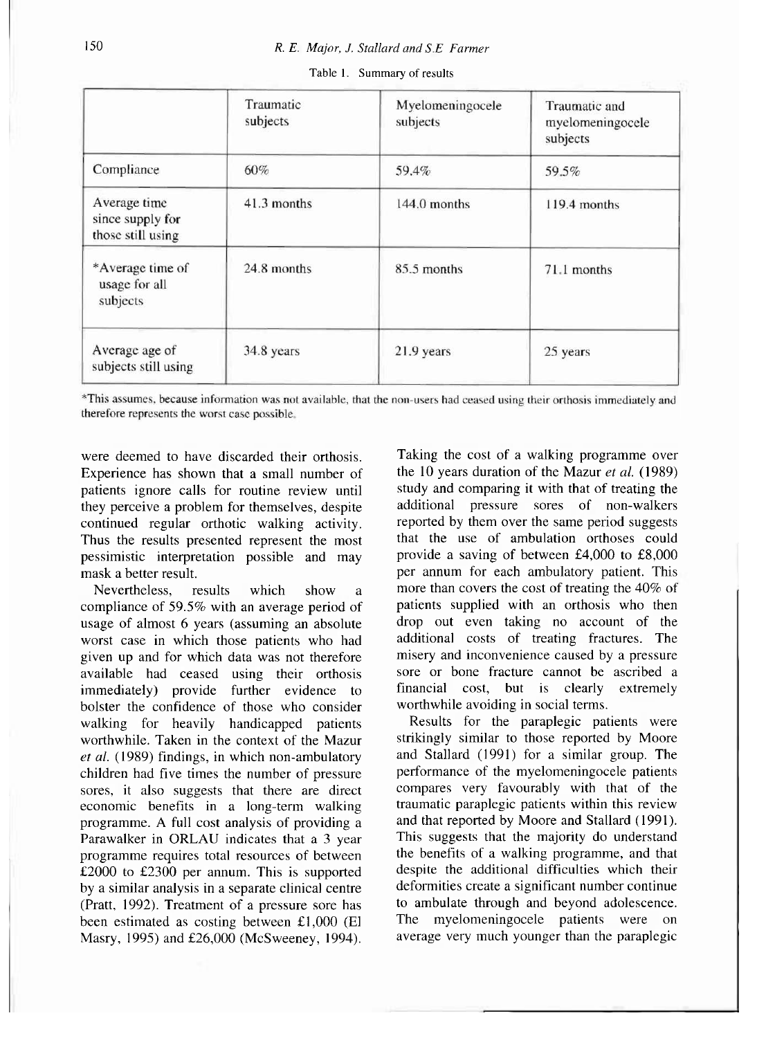Table 1. Summary of results

| | Traumatic subjects | Myelomeningocele subjects | Traumatic and myelomeningocele subjects |
|---|---|---|---|
| Compliance | 60% | 59.4% | 59.5% |
| Average time since supply for those still using | 41.3 months | 144.0 months | 119.4 months |
| *Average time of usage for all subjects | 24.8 months | 85.5 months | 71.1 months |
| Average age of subjects still using | 34.8 years | 21.9 years | 25 years |

*This assumes, because information was not available, that the non-users had ceased using their orthosis immediately and therefore represents the worst case possible.

were deemed to have discarded their orthosis. Experience has shown that a small number of patients ignore calls for routine review until they perceive a problem for themselves, despite continued regular orthotic walking activity. Thus the results presented represent the most pessimistic interpretation possible and may mask a better result.

Nevertheless, results which show a compliance of 59.5% with an average period of usage of almost 6 years (assuming an absolute worst case in which those patients who had given up and for which data was not therefore available had ceased using their orthosis immediately) provide further evidence to bolster the confidence of those who consider walking for heavily handicapped patients worthwhile. Taken in the context of the Mazur *et al.* (1989) findings, in which non-ambulatory children had five times the number of pressure sores, it also suggests that there are direct economic benefits in a long-term walking programme. A full cost analysis of providing a Parawalker in ORLAU indicates that a 3 year programme requires total resources of between £2000 to £2300 per annum. This is supported by a similar analysis in a separate clinical centre (Pratt, 1992). Treatment of a pressure sore has been estimated as costing between £1,000 (El Masry, 1995) and £26,000 (McSweeney, 1994). Taking the cost of a walking programme over the 10 years duration of the Mazur *et al.* (1989) study and comparing it with that of treating the additional pressure sores of non-walkers reported by them over the same period suggests that the use of ambulation orthoses could provide a saving of between £4,000 to £8,000 per annum for each ambulatory patient. This more than covers the cost of treating the 40% of patients supplied with an orthosis who then drop out even taking no account of the additional costs of treating fractures. The misery and inconvenience caused by a pressure sore or bone fracture cannot be ascribed a financial cost, but is clearly extremely worthwhile avoiding in social terms.

Results for the paraplegic patients were strikingly similar to those reported by Moore and Stallard (1991) for a similar group. The performance of the myelomeningocele patients compares very favourably with that of the traumatic paraplegic patients within this review and that reported by Moore and Stallard (1991). This suggests that the majority do understand the benefits of a walking programme, and that despite the additional difficulties which their deformities create a significant number continue to ambulate through and beyond adolescence. The myelomeningocele patients were on average very much younger than the paraplegic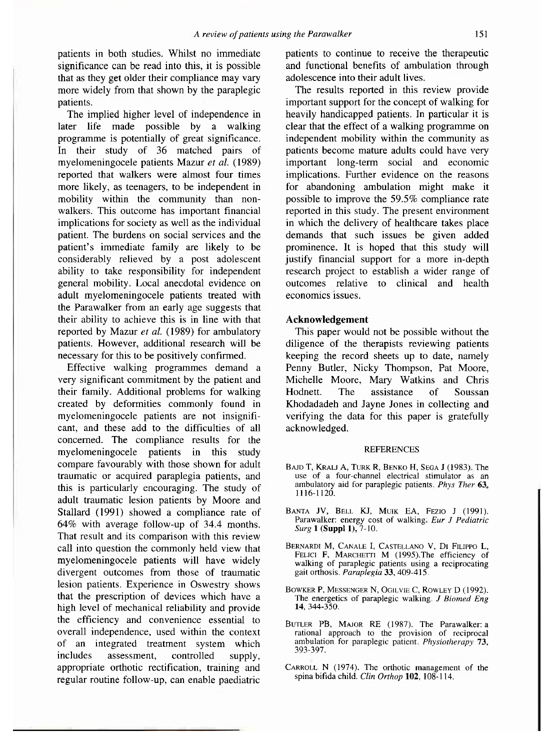patients in both studies. Whilst no immediate significance can be read into this, it is possible that as they get older their compliance may vary more widely from that shown by the paraplegic patients.

The implied higher level of independence in later life made possible by a walking programme is potentially of great significance. In their study of 36 matched pairs of myelomeningocele patients Mazur *et al.* (1989) reported that walkers were almost four times more likely, as teenagers, to be independent in mobility within the community than non-walkers. This outcome has important financial implications for society as well as the individual patient. The burdens on social services and the patient's immediate family are likely to be considerably relieved by a post adolescent ability to take responsibility for independent general mobility. Local anecdotal evidence on adult myelomeningocele patients treated with the Parawalker from an early age suggests that their ability to achieve this is in line with that reported by Mazur *et al.* (1989) for ambulatory patients. However, additional research will be necessary for this to be positively confirmed.

Effective walking programmes demand a very significant commitment by the patient and their family. Additional problems for walking created by deformities commonly found in myelomeningocele patients are not insignificant, and these add to the difficulties of all concerned. The compliance results for the myelomeningocele patients in this study compare favourably with those shown for adult traumatic or acquired paraplegia patients, and this is particularly encouraging. The study of adult traumatic lesion patients by Moore and Stallard (1991) showed a compliance rate of 64% with average follow-up of 34.4 months. That result and its comparison with this review call into question the commonly held view that myelomeningocele patients will have widely divergent outcomes from those of traumatic lesion patients. Experience in Oswestry shows that the prescription of devices which have a high level of mechanical reliability and provide the efficiency and convenience essential to overall independence, used within the context of an integrated treatment system which includes assessment, controlled supply, appropriate orthotic rectification, training and regular routine follow-up, can enable paediatric patients to continue to receive the therapeutic and functional benefits of ambulation through adolescence into their adult lives.

The results reported in this review provide important support for the concept of walking for heavily handicapped patients. In particular it is clear that the effect of a walking programme on independent mobility within the community as patients become mature adults could have very important long-term social and economic implications. Further evidence on the reasons for abandoning ambulation might make it possible to improve the 59.5% compliance rate reported in this study. The present environment in which the delivery of healthcare takes place demands that such issues be given added prominence. It is hoped that this study will justify financial support for a more in-depth research project to establish a wider range of outcomes relative to clinical and health economics issues.

## Acknowledgement

This paper would not be possible without the diligence of the therapists reviewing patients keeping the record sheets up to date, namely Penny Butler, Nicky Thompson, Pat Moore, Michelle Moore, Mary Watkins and Chris Hodnett. The assistance of Soussan Khodadadeh and Jayne Jones in collecting and verifying the data for this paper is gratefully acknowledged.

## REFERENCES

Bajd T, Kralj A, Turk R, Benko H, Sega J (1983). The use of a four-channel electrical stimulator as an ambulatory aid for paraplegic patients. *Phys Ther* **63**, 1116-1120.

Banta JV, Bell KJ, Muik EA, Fezio J (1991). Parawalker: energy cost of walking. *Eur J Pediatric Surg* **1 (Suppl 1)**, 7-10.

Bernardi M, Canale I, Castellano V, Di Filippo L, Felici F, Marchetti M (1995). The efficiency of walking of paraplegic patients using a reciprocating gait orthosis. *Paraplegia* **33**, 409-415.

Bowker P, Messenger N, Ogilvie C, Rowley D (1992). The energetics of paraplegic walking. *J Biomed Eng* **14**, 344-350.

Butler PB, Major RE (1987). The Parawalker: a rational approach to the provision of reciprocal ambulation for paraplegic patient. *Physiotherapy* **73**, 393-397.

Carroll N (1974). The orthotic management of the spina bifida child. *Clin Orthop* **102**, 108-114.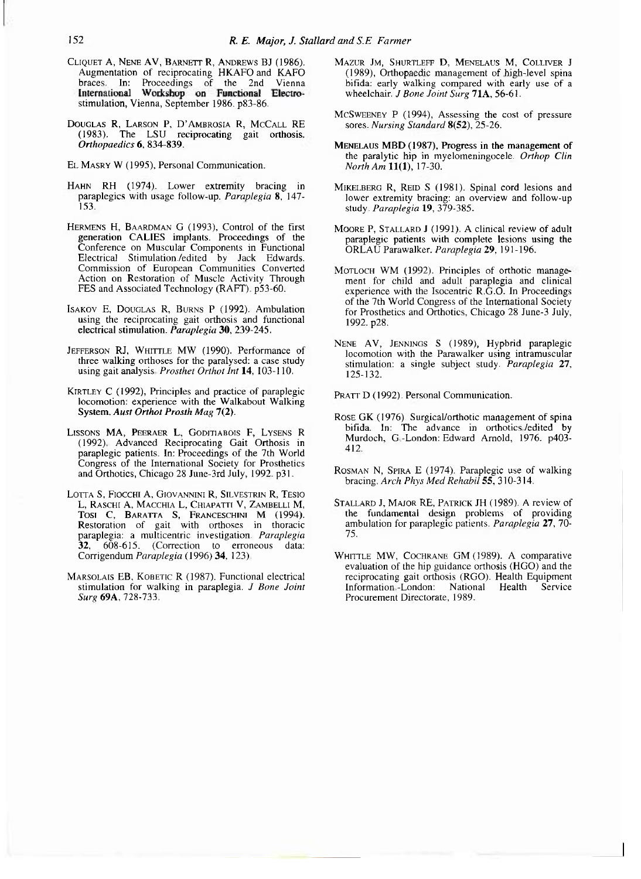Cliquet A, Nene AV, Barnett R, Andrews BJ (1986). Augmentation of reciprocating HKAFO and KAFO braces. In: Proceedings of the 2nd Vienna International Workshop on Functional Electro-stimulation, Vienna, September 1986. p83-86.

Douglas R, Larson P, D'Ambrosia R, McCall RE (1983). The LSU reciprocating gait orthosis. *Orthopaedics* **6**, 834-839.

El Masry W (1995), Personal Communication.

Hahn RH (1974). Lower extremity bracing in paraplegics with usage follow-up. *Paraplegia* **8**, 147-153.

Hermens H, Baardman G (1993), Control of the first generation CALIES implants. Proceedings of the Conference on Muscular Components in Functional Electrical Stimulation./edited by Jack Edwards. Commission of European Communities Converted Action on Restoration of Muscle Activity Through FES and Associated Technology (RAFT). p53-60.

Isakov E, Douglas R, Burns P (1992). Ambulation using the reciprocating gait orthosis and functional electrical stimulation. *Paraplegia* **30**, 239-245.

Jefferson RJ, Whittle MW (1990). Performance of three walking orthoses for the paralysed: a case study using gait analysis. *Prosthet Orthot Int* **14**, 103-110.

Kirtley C (1992), Principles and practice of paraplegic locomotion: experience with the Walkabout Walking System. *Aust Orthot Prosth Mag* **7(2)**.

Lissons MA, Peeraer L, Goditiabois F, Lysens R (1992). Advanced Reciprocating Gait Orthosis in paraplegic patients. In: Proceedings of the 7th World Congress of the International Society for Prosthetics and Orthotics, Chicago 28 June-3rd July, 1992. p31.

Lotta S, Fiocchi A, Giovannini R, Silvestrin R, Tesio L, Raschi A, Macchia L, Chiapatti V, Zambelli M, Tosi C, Baratta S, Franceschini M (1994). Restoration of gait with orthoses in thoracic paraplegia: a multicentric investigation. *Paraplegia* **32**, 608-615. (Correction to erroneous data: Corrigendum *Paraplegia* (1996) **34**, 123).

Marsolais EB, Kobetic R (1987). Functional electrical stimulation for walking in paraplegia. *J Bone Joint Surg* **69A**, 728-733.

Mazur JM, Shurtleff D, Menelaus M, Colliver J (1989), Orthopaedic management of high-level spina bifida: early walking compared with early use of a wheelchair. *J Bone Joint Surg* **71A**, 56-61.

McSweeney P (1994), Assessing the cost of pressure sores. *Nursing Standard* **8(52)**, 25-26.

Menelaus MBD (1987), Progress in the management of the paralytic hip in myelomeningocele. *Orthop Clin North Am* **11(1)**, 17-30.

Mikelberg R, Reid S (1981). Spinal cord lesions and lower extremity bracing: an overview and follow-up study. *Paraplegia* **19**, 379-385.

Moore P, Stallard J (1991). A clinical review of adult paraplegic patients with complete lesions using the ORLAU Parawalker. *Paraplegia* **29**, 191-196.

Motloch WM (1992). Principles of orthotic management for child and adult paraplegia and clinical experience with the Isocentric R.G.O. In Proceedings of the 7th World Congress of the International Society for Prosthetics and Orthotics, Chicago 28 June-3 July, 1992. p28.

Nene AV, Jennings S (1989), Hypbrid paraplegic locomotion with the Parawalker using intramuscular stimulation: a single subject study. *Paraplegia* **27**, 125-132.

Pratt D (1992). Personal Communication.

Rose GK (1976) Surgical/orthotic management of spina bifida. In: The advance in orthotics./edited by Murdoch, G.-London: Edward Arnold, 1976. p403-412.

Rosman N, Spira E (1974). Paraplegic use of walking bracing. *Arch Phys Med Rehabil* **55**, 310-314.

Stallard J, Major RE, Patrick JH (1989). A review of the fundamental design problems of providing ambulation for paraplegic patients. *Paraplegia* **27**, 70-75.

Whittle MW, Cochrane GM (1989). A comparative evaluation of the hip guidance orthosis (HGO) and the reciprocating gait orthosis (RGO). Health Equipment Information.-London: National Health Service Procurement Directorate, 1989.